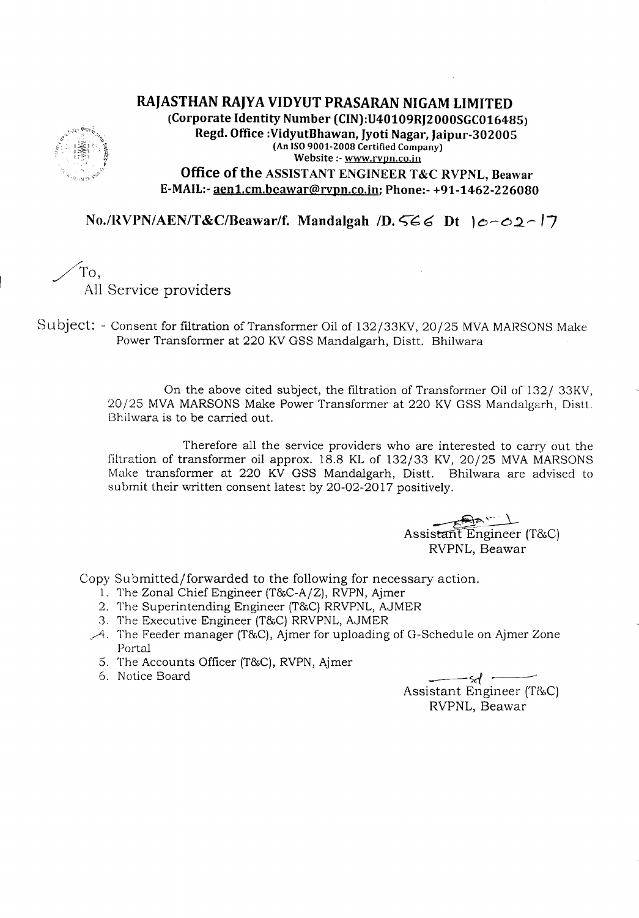# RAJASTHAN RAJYA VIDYUT PRASARAN NIGAM LIMITED

**(Corporate Identity Number (CIN):U40109RJ2000SGC016485)**

**Regd. Office :VidyutBhawan, Jyoti Nagar, Jaipur-302005**

(An ISO 9001-2008 Certified Company)

Website :- www.rvpn.co.in

**Office of the ASSISTANT ENGINEER T&C RVPNL, Beawar**

**E-MAIL:- aen1.cm.beawar@rvpn.co.in; Phone:- +91-1462-226080**

**No./RVPN/AEN/T&C/Beawar/f. Mandalgah /D. 566 Dt 10-02-17**

To,

All Service providers

Subject: - Consent for filtration of Transformer Oil of 132/33KV, 20/25 MVA MARSONS Make Power Transformer at 220 KV GSS Mandalgarh, Distt. Bhilwara

On the above cited subject, the filtration of Transformer Oil of 132/ 33KV, 20/25 MVA MARSONS Make Power Transformer at 220 KV GSS Mandalgarh, Distt. Bhilwara is to be carried out.

Therefore all the service providers who are interested to carry out the filtration of transformer oil approx. 18.8 KL of 132/33 KV, 20/25 MVA MARSONS Make transformer at 220 KV GSS Mandalgarh, Distt. Bhilwara are advised to submit their written consent latest by 20-02-2017 positively.

Assistant Engineer (T&C)
RVPNL, Beawar

Copy Submitted/forwarded to the following for necessary action.

1. The Zonal Chief Engineer (T&C-A/Z), RVPN, Ajmer
2. The Superintending Engineer (T&C) RRVPNL, AJMER
3. The Executive Engineer (T&C) RRVPNL, AJMER
4. The Feeder manager (T&C), Ajmer for uploading of G-Schedule on Ajmer Zone Portal
5. The Accounts Officer (T&C), RVPN, Ajmer
6. Notice Board

sd

Assistant Engineer (T&C)
RVPNL, Beawar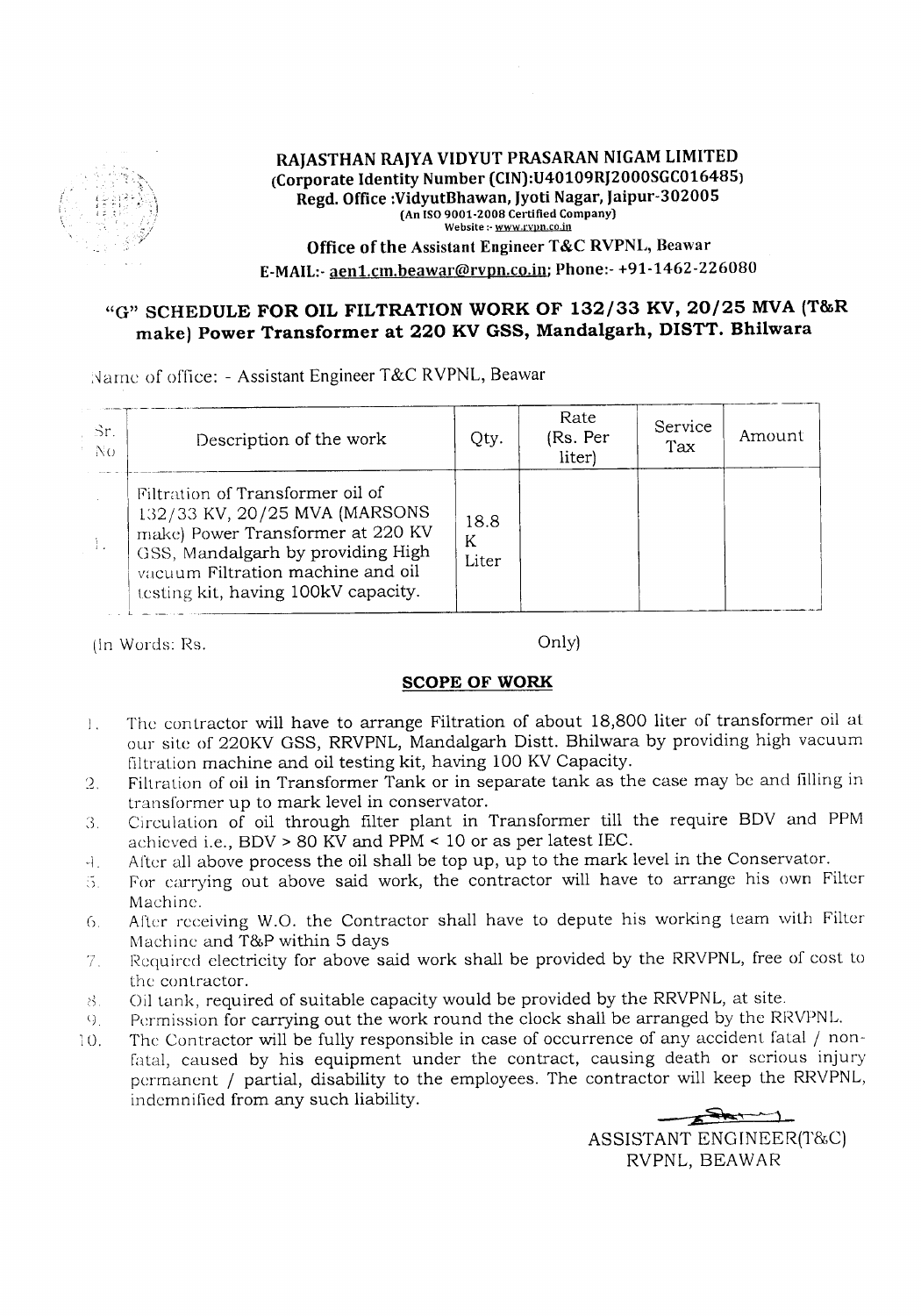# RAJASTHAN RAJYA VIDYUT PRASARAN NIGAM LIMITED

**(Corporate Identity Number (CIN):U40109RJ2000SGC016485)**

**Regd. Office :VidyutBhawan, Jyoti Nagar, Jaipur-302005**

(An ISO 9001-2008 Certified Company)

Website :- www.rvpn.co.in

**Office of the Assistant Engineer T&C RVPNL, Beawar**

**E-MAIL:- aen1.cm.beawar@rvpn.co.in; Phone:- +91-1462-226080**

## "G" SCHEDULE FOR OIL FILTRATION WORK OF 132/33 KV, 20/25 MVA (T&R make) Power Transformer at 220 KV GSS, Mandalgarh, DISTT. Bhilwara

Name of office: - Assistant Engineer T&C RVPNL, Beawar

| Sr. No | Description of the work | Qty. | Rate (Rs. Per liter) | Service Tax | Amount |
|---|---|---|---|---|---|
| 1. | Filtration of Transformer oil of 132/33 KV, 20/25 MVA (MARSONS make) Power Transformer at 220 KV GSS, Mandalgarh by providing High vacuum Filtration machine and oil testing kit, having 100kV capacity. | 18.8 K Liter | | | |

(In Words: Rs. Only)

### SCOPE OF WORK

1. The contractor will have to arrange Filtration of about 18,800 liter of transformer oil at our site of 220KV GSS, RRVPNL, Mandalgarh Distt. Bhilwara by providing high vacuum filtration machine and oil testing kit, having 100 KV Capacity.
2. Filtration of oil in Transformer Tank or in separate tank as the case may be and filling in transformer up to mark level in conservator.
3. Circulation of oil through filter plant in Transformer till the require BDV and PPM achieved i.e., BDV > 80 KV and PPM < 10 or as per latest IEC.
4. After all above process the oil shall be top up, up to the mark level in the Conservator.
5. For carrying out above said work, the contractor will have to arrange his own Filter Machine.
6. After receiving W.O. the Contractor shall have to depute his working team with Filter Machine and T&P within 5 days
7. Required electricity for above said work shall be provided by the RRVPNL, free of cost to the contractor.
8. Oil tank, required of suitable capacity would be provided by the RRVPNL, at site.
9. Permission for carrying out the work round the clock shall be arranged by the RRVPNL.
10. The Contractor will be fully responsible in case of occurrence of any accident fatal / non-fatal, caused by his equipment under the contract, causing death or serious injury permanent / partial, disability to the employees. The contractor will keep the RRVPNL, indemnified from any such liability.

ASSISTANT ENGINEER(T&C)
RVPNL, BEAWAR